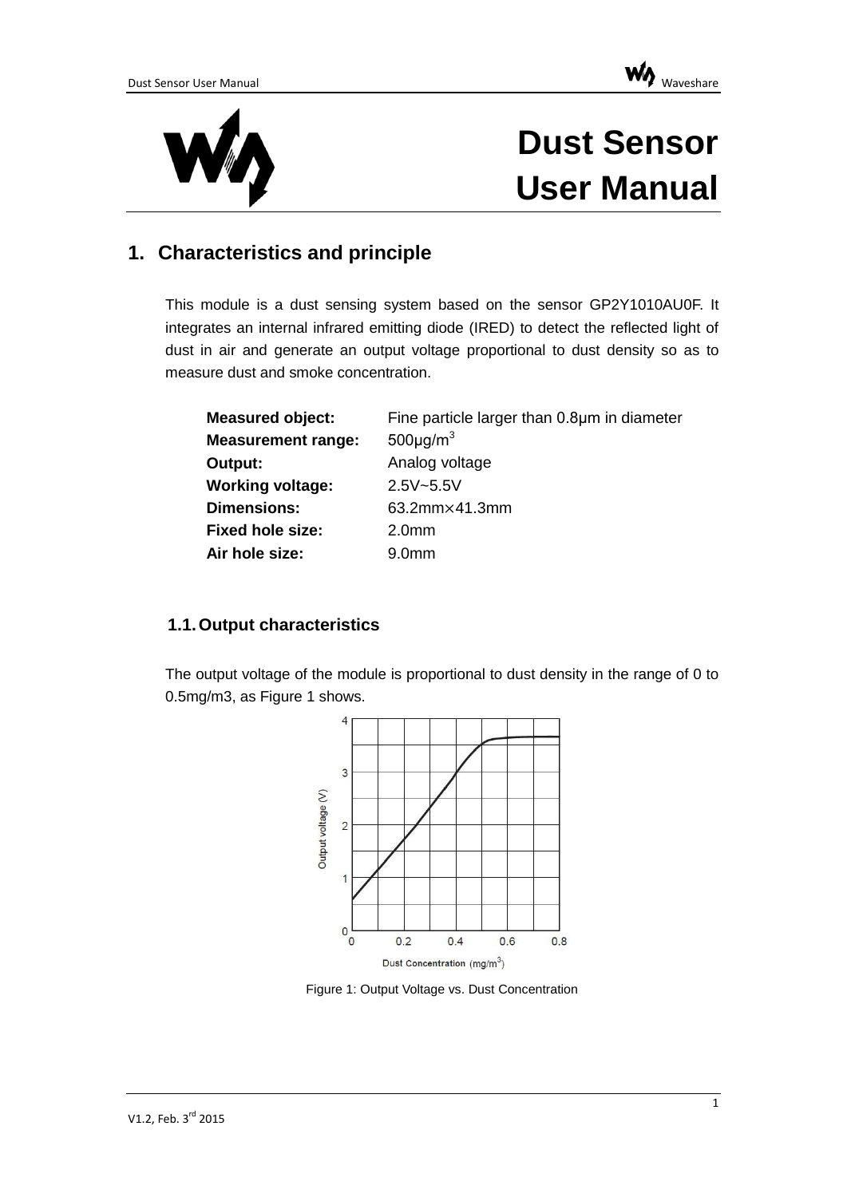# Dust Sensor User Manual

## 1. Characteristics and principle

This module is a dust sensing system based on the sensor GP2Y1010AU0F. It integrates an internal infrared emitting diode (IRED) to detect the reflected light of dust in air and generate an output voltage proportional to dust density so as to measure dust and smoke concentration.

| | |
|---|---|
| **Measured object:** | Fine particle larger than 0.8μm in diameter |
| **Measurement range:** | 500μg/$m^3$ |
| **Output:** | Analog voltage |
| **Working voltage:** | 2.5V~5.5V |
| **Dimensions:** | 63.2mm×41.3mm |
| **Fixed hole size:** | 2.0mm |
| **Air hole size:** | 9.0mm |

### 1.1. Output characteristics

The output voltage of the module is proportional to dust density in the range of 0 to 0.5mg/m3, as Figure 1 shows.

Figure 1: Output Voltage vs. Dust Concentration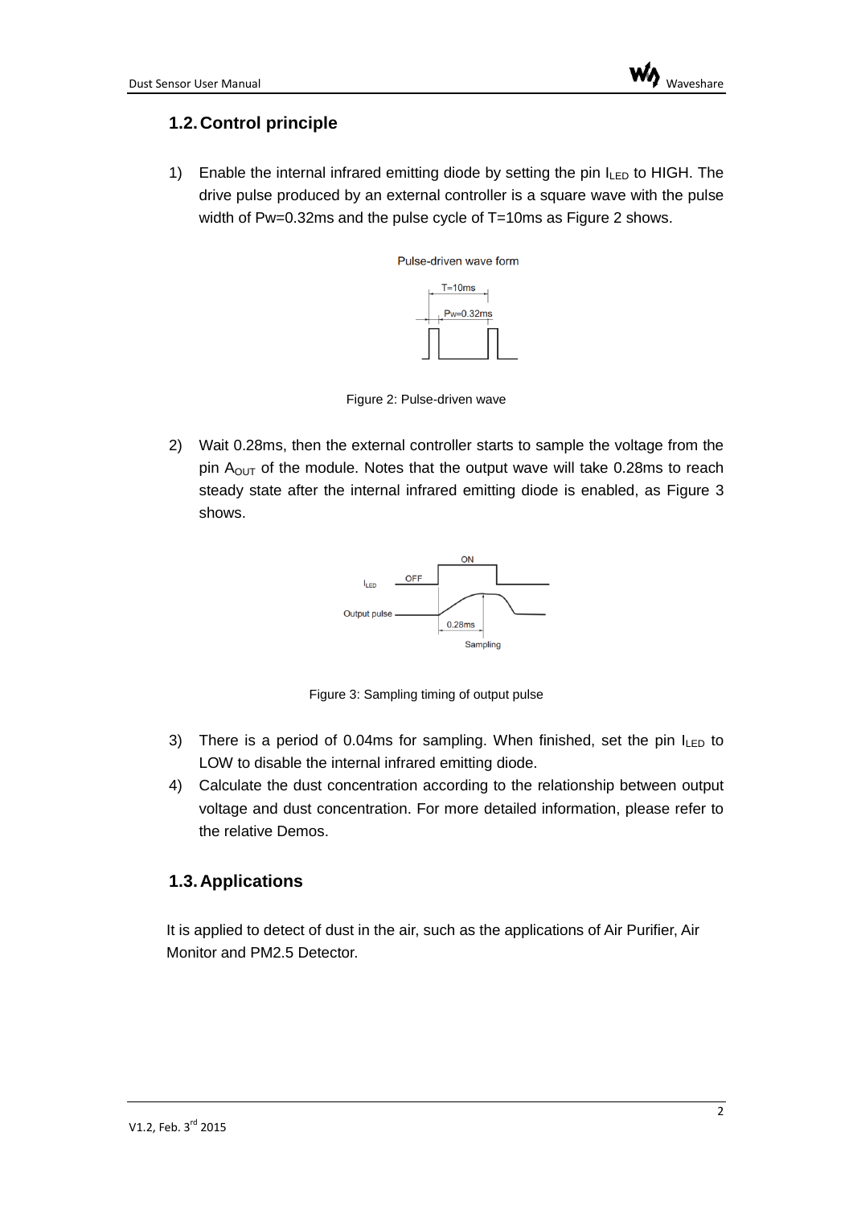## 1.2. Control principle

1) Enable the internal infrared emitting diode by setting the pin $I_{LED}$ to HIGH. The drive pulse produced by an external controller is a square wave with the pulse width of Pw=0.32ms and the pulse cycle of T=10ms as Figure 2 shows.

Pulse-driven wave form

T=10ms

Pw=0.32ms

Figure 2: Pulse-driven wave

2) Wait 0.28ms, then the external controller starts to sample the voltage from the pin $A_{OUT}$ of the module. Notes that the output wave will take 0.28ms to reach steady state after the internal infrared emitting diode is enabled, as Figure 3 shows.

ON

$I_{LED}$ OFF

Output pulse

0.28ms

Sampling

Figure 3: Sampling timing of output pulse

3) There is a period of 0.04ms for sampling. When finished, set the pin $I_{LED}$ to LOW to disable the internal infrared emitting diode.
4) Calculate the dust concentration according to the relationship between output voltage and dust concentration. For more detailed information, please refer to the relative Demos.

## 1.3. Applications

It is applied to detect of dust in the air, such as the applications of Air Purifier, Air Monitor and PM2.5 Detector.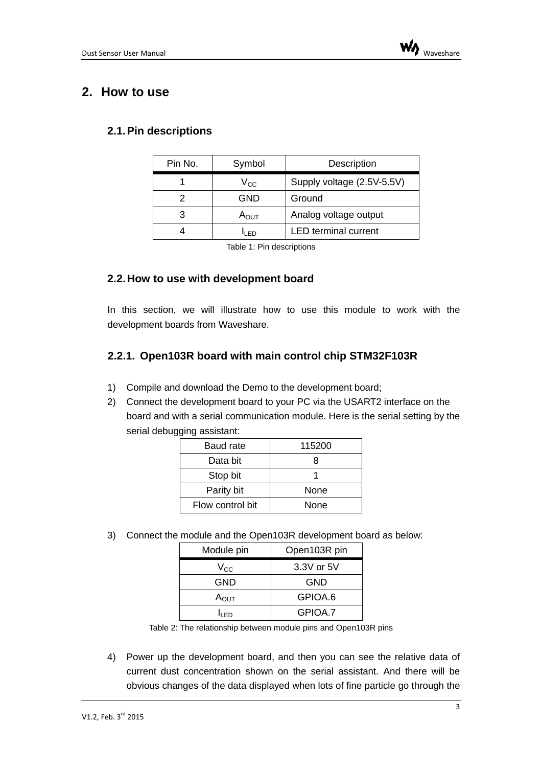# 2. How to use

## 2.1. Pin descriptions

| Pin No. | Symbol | Description |
|---|---|---|
| 1 | $V_{CC}$ | Supply voltage (2.5V-5.5V) |
| 2 | GND | Ground |
| 3 | $A_{OUT}$ | Analog voltage output |
| 4 | $I_{LED}$ | LED terminal current |

Table 1: Pin descriptions

## 2.2. How to use with development board

In this section, we will illustrate how to use this module to work with the development boards from Waveshare.

### 2.2.1. Open103R board with main control chip STM32F103R

1) Compile and download the Demo to the development board;
2) Connect the development board to your PC via the USART2 interface on the board and with a serial communication module. Here is the serial setting by the serial debugging assistant:

| Baud rate | 115200 |
|---|---|
| Data bit | 8 |
| Stop bit | 1 |
| Parity bit | None |
| Flow control bit | None |

3) Connect the module and the Open103R development board as below:

| Module pin | Open103R pin |
|---|---|
| $V_{CC}$ | 3.3V or 5V |
| GND | GND |
| $A_{OUT}$ | GPIOA.6 |
| $I_{LED}$ | GPIOA.7 |

Table 2: The relationship between module pins and Open103R pins

4) Power up the development board, and then you can see the relative data of current dust concentration shown on the serial assistant. And there will be obvious changes of the data displayed when lots of fine particle go through the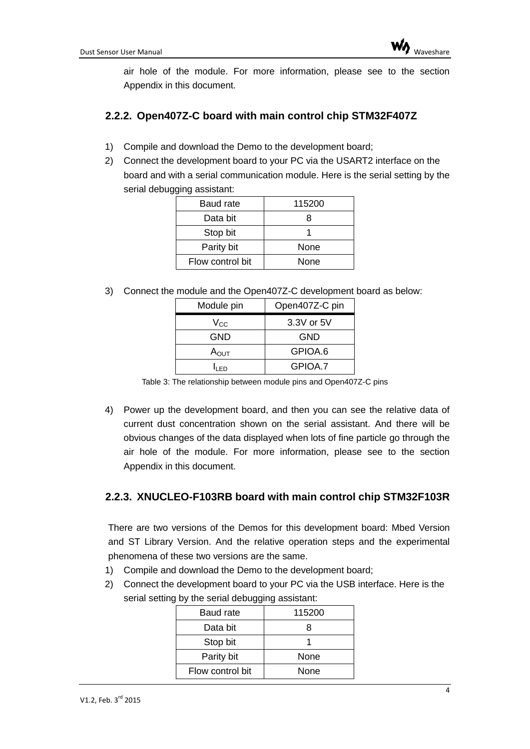air hole of the module. For more information, please see to the section Appendix in this document.

### 2.2.2. Open407Z-C board with main control chip STM32F407Z

1) Compile and download the Demo to the development board;
2) Connect the development board to your PC via the USART2 interface on the board and with a serial communication module. Here is the serial setting by the serial debugging assistant:

| Baud rate | 115200 |
|---|---|
| Data bit | 8 |
| Stop bit | 1 |
| Parity bit | None |
| Flow control bit | None |

3) Connect the module and the Open407Z-C development board as below:

| Module pin | Open407Z-C pin |
|---|---|
| $V_{CC}$ | 3.3V or 5V |
| GND | GND |
| $A_{OUT}$ | GPIOA.6 |
| $I_{LED}$ | GPIOA.7 |

Table 3: The relationship between module pins and Open407Z-C pins

4) Power up the development board, and then you can see the relative data of current dust concentration shown on the serial assistant. And there will be obvious changes of the data displayed when lots of fine particle go through the air hole of the module. For more information, please see to the section Appendix in this document.

### 2.2.3. XNUCLEO-F103RB board with main control chip STM32F103R

There are two versions of the Demos for this development board: Mbed Version and ST Library Version. And the relative operation steps and the experimental phenomena of these two versions are the same.

1) Compile and download the Demo to the development board;
2) Connect the development board to your PC via the USB interface. Here is the serial setting by the serial debugging assistant:

| Baud rate | 115200 |
|---|---|
| Data bit | 8 |
| Stop bit | 1 |
| Parity bit | None |
| Flow control bit | None |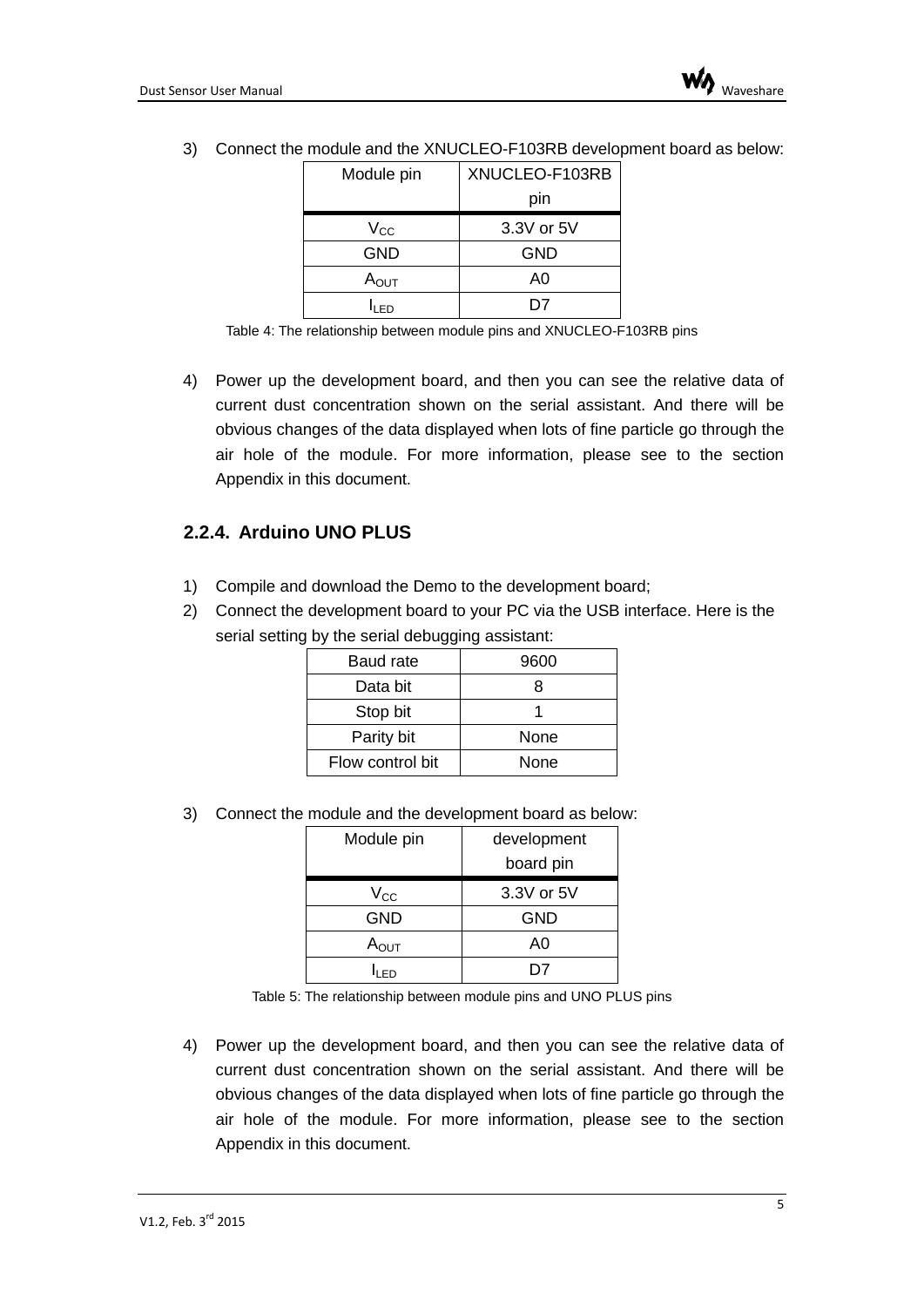3) Connect the module and the XNUCLEO-F103RB development board as below:

| Module pin | XNUCLEO-F103RB pin |
|---|---|
| $V_{CC}$ | 3.3V or 5V |
| GND | GND |
| $A_{OUT}$ | A0 |
| $I_{LED}$ | D7 |

Table 4: The relationship between module pins and XNUCLEO-F103RB pins

4) Power up the development board, and then you can see the relative data of current dust concentration shown on the serial assistant. And there will be obvious changes of the data displayed when lots of fine particle go through the air hole of the module. For more information, please see to the section Appendix in this document.

### 2.2.4. Arduino UNO PLUS

1) Compile and download the Demo to the development board;
2) Connect the development board to your PC via the USB interface. Here is the serial setting by the serial debugging assistant:

| Baud rate | 9600 |
|---|---|
| Data bit | 8 |
| Stop bit | 1 |
| Parity bit | None |
| Flow control bit | None |

3) Connect the module and the development board as below:

| Module pin | development board pin |
|---|---|
| $V_{CC}$ | 3.3V or 5V |
| GND | GND |
| $A_{OUT}$ | A0 |
| $I_{LED}$ | D7 |

Table 5: The relationship between module pins and UNO PLUS pins

4) Power up the development board, and then you can see the relative data of current dust concentration shown on the serial assistant. And there will be obvious changes of the data displayed when lots of fine particle go through the air hole of the module. For more information, please see to the section Appendix in this document.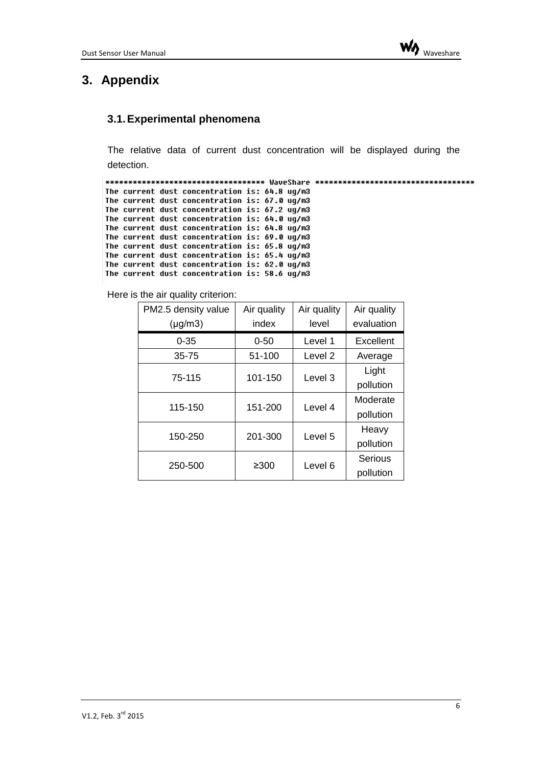# 3. Appendix

## 3.1. Experimental phenomena

The relative data of current dust concentration will be displayed during the detection.

```
*********************************** WaveShare ***********************************
The current dust concentration is: 64.8 ug/m3
The current dust concentration is: 67.0 ug/m3
The current dust concentration is: 67.2 ug/m3
The current dust concentration is: 64.0 ug/m3
The current dust concentration is: 64.8 ug/m3
The current dust concentration is: 69.0 ug/m3
The current dust concentration is: 65.8 ug/m3
The current dust concentration is: 65.4 ug/m3
The current dust concentration is: 62.0 ug/m3
The current dust concentration is: 58.6 ug/m3
```

Here is the air quality criterion:

| PM2.5 density value (μg/m3) | Air quality index | Air quality level | Air quality evaluation |
|---|---|---|---|
| 0-35 | 0-50 | Level 1 | Excellent |
| 35-75 | 51-100 | Level 2 | Average |
| 75-115 | 101-150 | Level 3 | Light pollution |
| 115-150 | 151-200 | Level 4 | Moderate pollution |
| 150-250 | 201-300 | Level 5 | Heavy pollution |
| 250-500 | ≥300 | Level 6 | Serious pollution |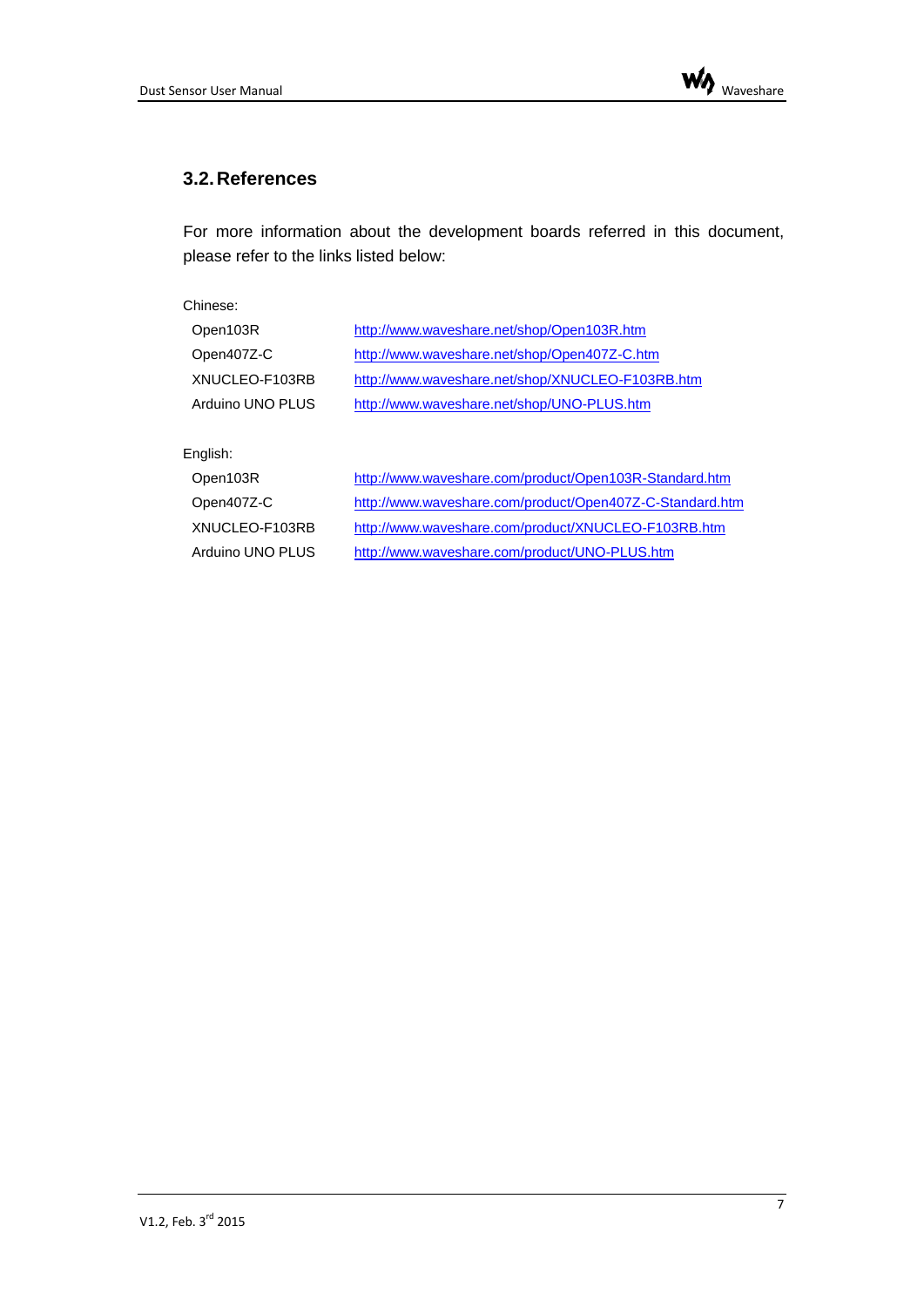### 3.2. References

For more information about the development boards referred in this document, please refer to the links listed below:

Chinese:

| | |
|---|---|
| Open103R | http://www.waveshare.net/shop/Open103R.htm |
| Open407Z-C | http://www.waveshare.net/shop/Open407Z-C.htm |
| XNUCLEO-F103RB | http://www.waveshare.net/shop/XNUCLEO-F103RB.htm |
| Arduino UNO PLUS | http://www.waveshare.net/shop/UNO-PLUS.htm |

English:

| | |
|---|---|
| Open103R | http://www.waveshare.com/product/Open103R-Standard.htm |
| Open407Z-C | http://www.waveshare.com/product/Open407Z-C-Standard.htm |
| XNUCLEO-F103RB | http://www.waveshare.com/product/XNUCLEO-F103RB.htm |
| Arduino UNO PLUS | http://www.waveshare.com/product/UNO-PLUS.htm |